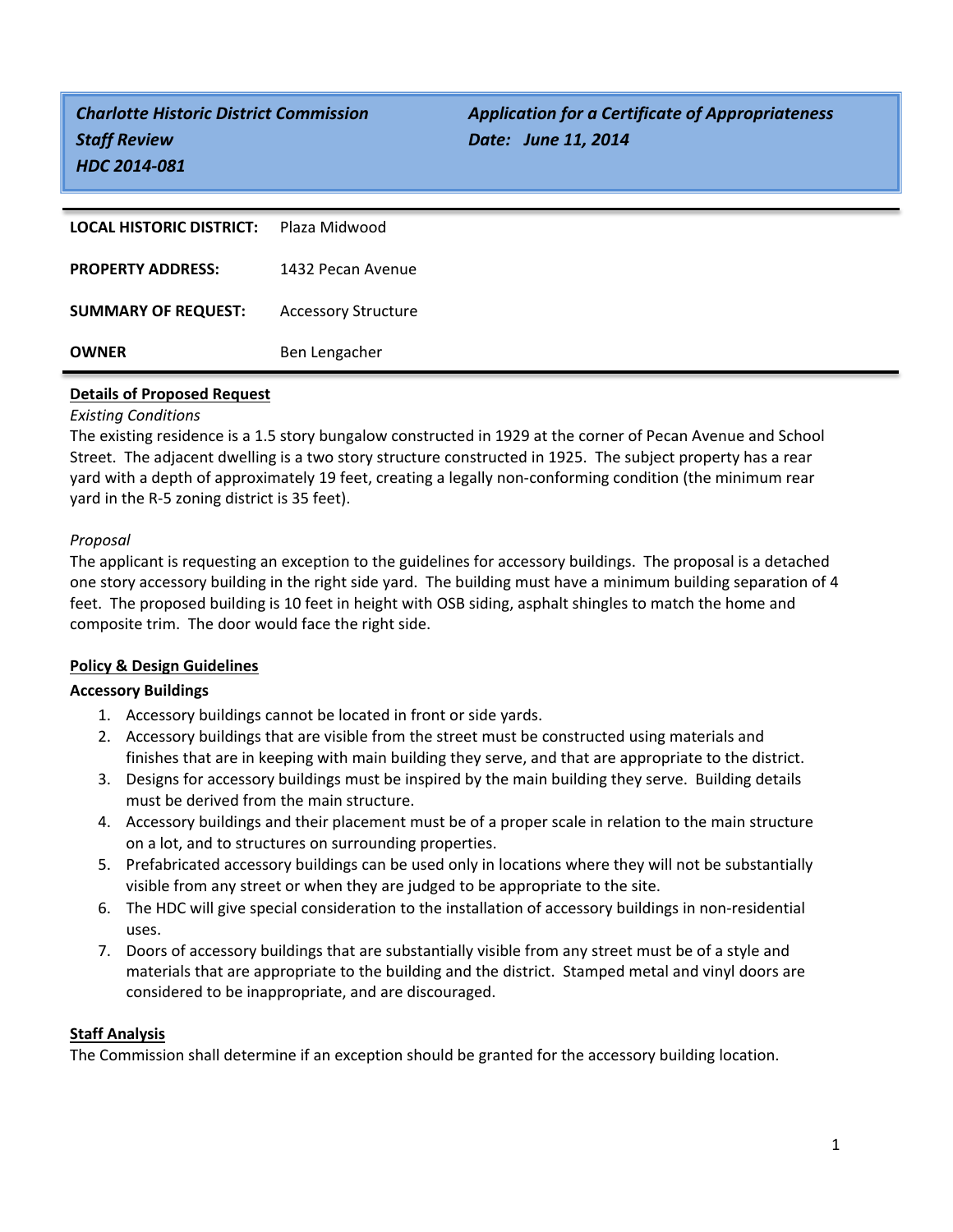***Charlotte Historic District Commission***
***Staff Review***
***HDC 2014-081***

***Application for a Certificate of Appropriateness***
***Date: June 11, 2014***

| | |
|---|---|
| **LOCAL HISTORIC DISTRICT:** | Plaza Midwood |
| **PROPERTY ADDRESS:** | 1432 Pecan Avenue |
| **SUMMARY OF REQUEST:** | Accessory Structure |
| **OWNER** | Ben Lengacher |

## Details of Proposed Request

*Existing Conditions*

The existing residence is a 1.5 story bungalow constructed in 1929 at the corner of Pecan Avenue and School Street. The adjacent dwelling is a two story structure constructed in 1925. The subject property has a rear yard with a depth of approximately 19 feet, creating a legally non-conforming condition (the minimum rear yard in the R-5 zoning district is 35 feet).

*Proposal*

The applicant is requesting an exception to the guidelines for accessory buildings. The proposal is a detached one story accessory building in the right side yard. The building must have a minimum building separation of 4 feet. The proposed building is 10 feet in height with OSB siding, asphalt shingles to match the home and composite trim. The door would face the right side.

## Policy & Design Guidelines

**Accessory Buildings**

1. Accessory buildings cannot be located in front or side yards.
2. Accessory buildings that are visible from the street must be constructed using materials and finishes that are in keeping with main building they serve, and that are appropriate to the district.
3. Designs for accessory buildings must be inspired by the main building they serve. Building details must be derived from the main structure.
4. Accessory buildings and their placement must be of a proper scale in relation to the main structure on a lot, and to structures on surrounding properties.
5. Prefabricated accessory buildings can be used only in locations where they will not be substantially visible from any street or when they are judged to be appropriate to the site.
6. The HDC will give special consideration to the installation of accessory buildings in non-residential uses.
7. Doors of accessory buildings that are substantially visible from any street must be of a style and materials that are appropriate to the building and the district. Stamped metal and vinyl doors are considered to be inappropriate, and are discouraged.

## Staff Analysis

The Commission shall determine if an exception should be granted for the accessory building location.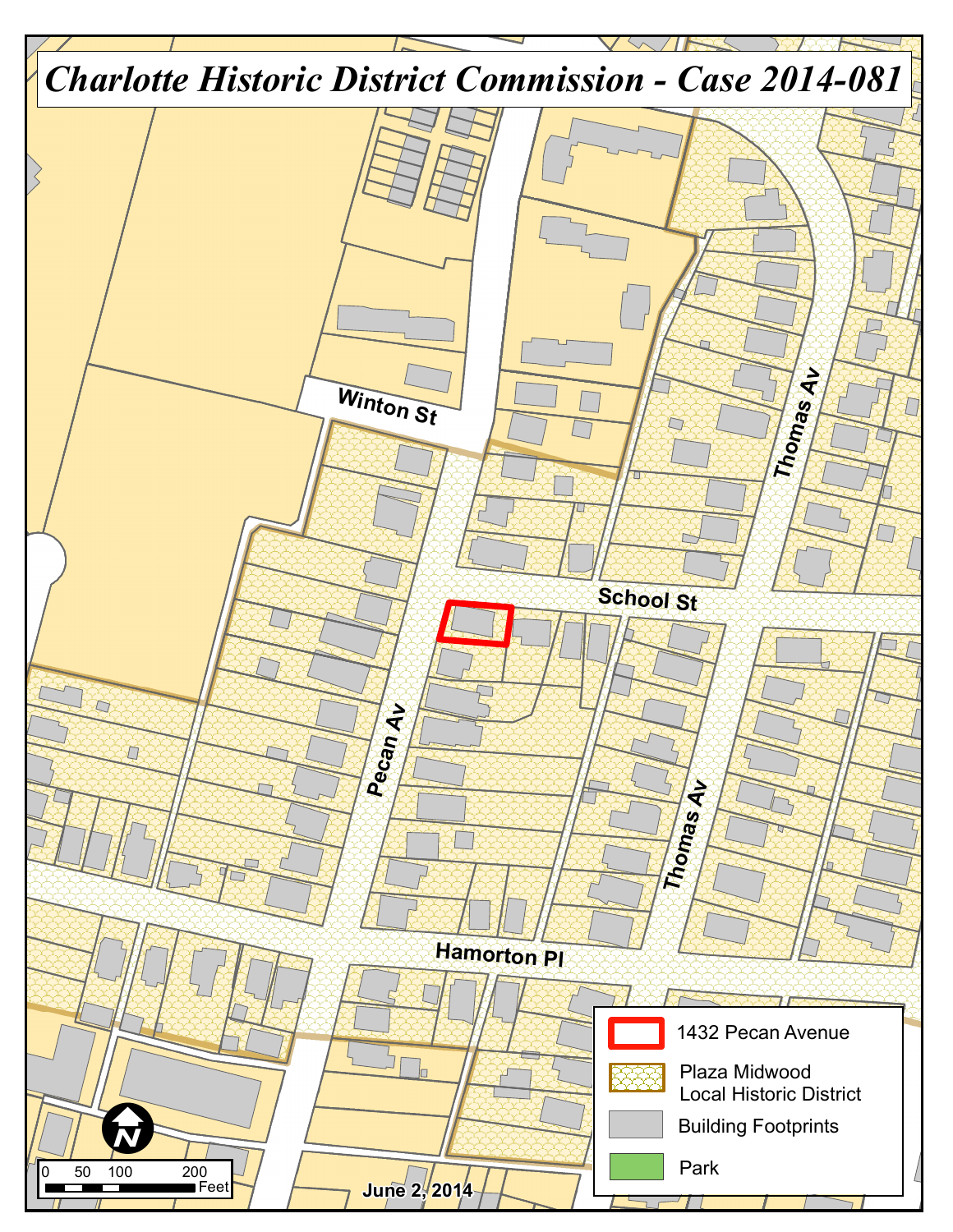# Charlotte Historic District Commission - Case 2014-081

Winton St

School St

Pecan Av

Thomas Av

Thomas Av

Hamorton Pl

| Legend |
| --- |
| 1432 Pecan Avenue |
| Plaza Midwood Local Historic District |
| Building Footprints |
| Park |

0 50 100 200 Feet

June 2, 2014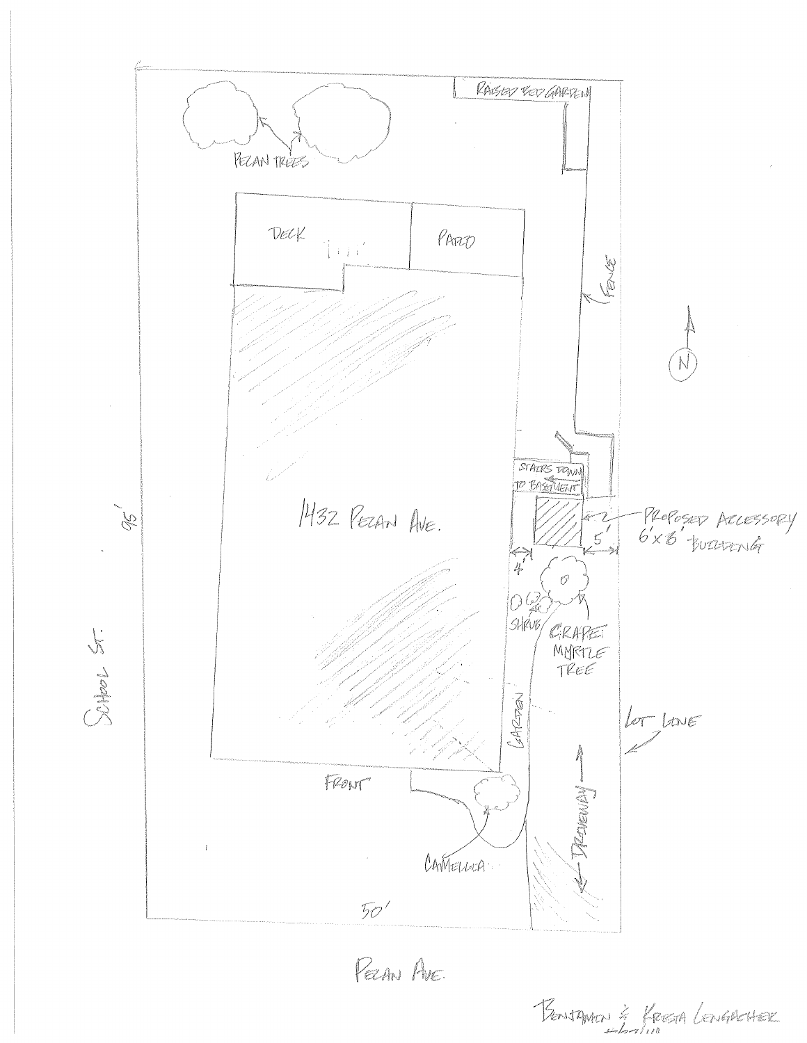RAISED BED GARDEN

PECAN TREES

DECK

PATIO

FENCE

N

STAIRS DOWN TO BASEMENT

PROPOSED ACCESSORY 6'x6' BUILDING

5'

4'

1432 PECAN AVE.

95'

SCHOOL ST.

SHRUB

CRAPE MYRTLE TREE

GARDEN

LOT LINE

FRONT

DRIVEWAY

CAMELLIA

50'

PECAN AVE.

BENJAMIN & KRISTA LENGACHER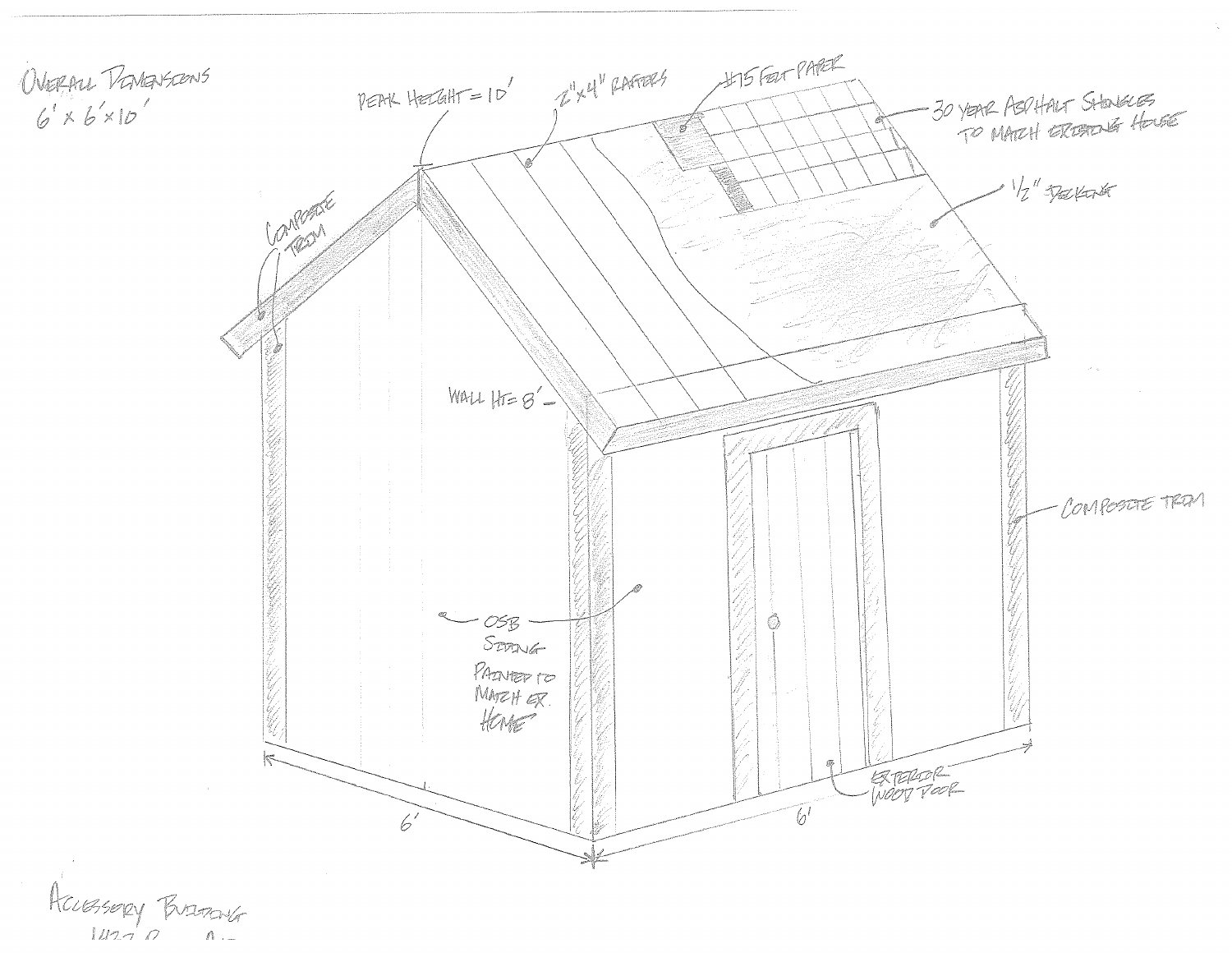OVERALL DIMENSIONS
6' x 6' x 10'

PEAK HEIGHT = 10'

2" x 4" RAFTERS

#15 FELT PAPER

30 YEAR ASPHALT SHINGLES TO MATCH EXISTING HOUSE

1/2" DECKING

COMPOSITE TRIM

WALL HT = 8'

COMPOSITE TRIM

OSB SIDING PAINTED TO MATCH EX. HOME

EXTERIOR WOOD DOOR

6'

6'

ACCESSORY BUILDING